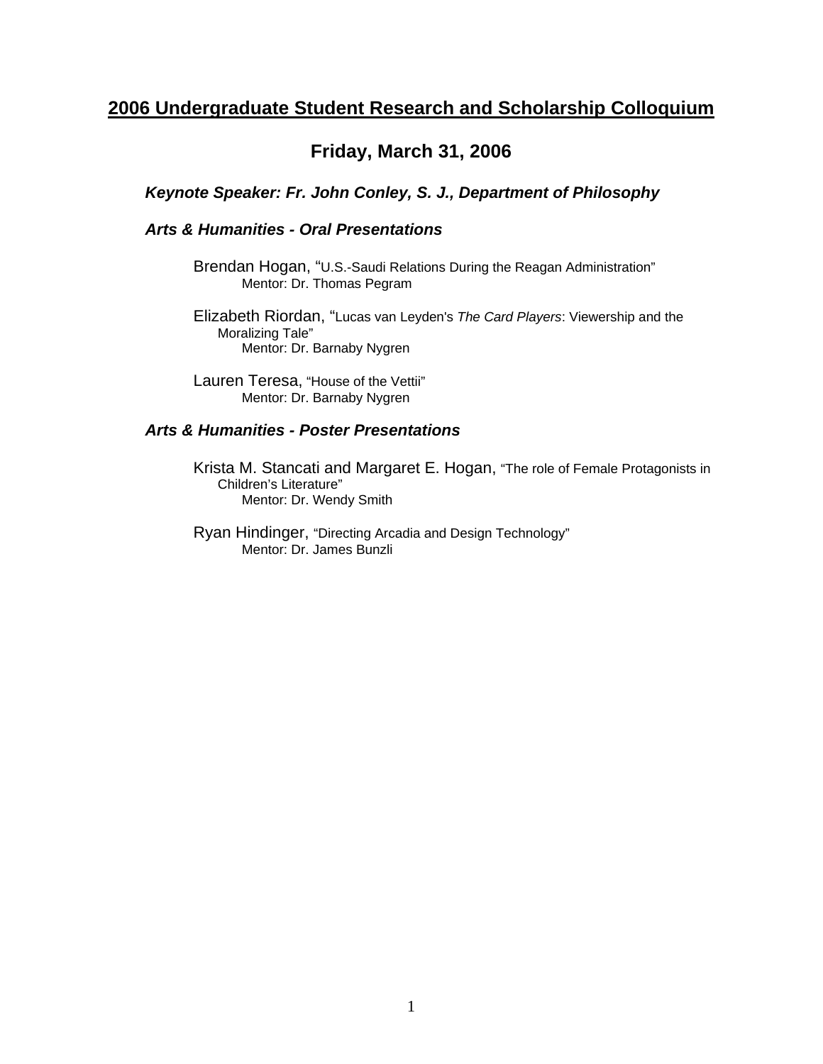# 2006 Undergraduate Student Research and Scholarship Colloquium

## Friday, March 31, 2006

### *Keynote Speaker: Fr. John Conley, S. J., Department of Philosophy*

### *Arts & Humanities - Oral Presentations*

Brendan Hogan, "U.S.-Saudi Relations During the Reagan Administration"
Mentor: Dr. Thomas Pegram

Elizabeth Riordan, "Lucas van Leyden's *The Card Players*: Viewership and the Moralizing Tale"
Mentor: Dr. Barnaby Nygren

Lauren Teresa, "House of the Vettii"
Mentor: Dr. Barnaby Nygren

### *Arts & Humanities - Poster Presentations*

Krista M. Stancati and Margaret E. Hogan, "The role of Female Protagonists in Children's Literature"
Mentor: Dr. Wendy Smith

Ryan Hindinger, "Directing Arcadia and Design Technology"
Mentor: Dr. James Bunzli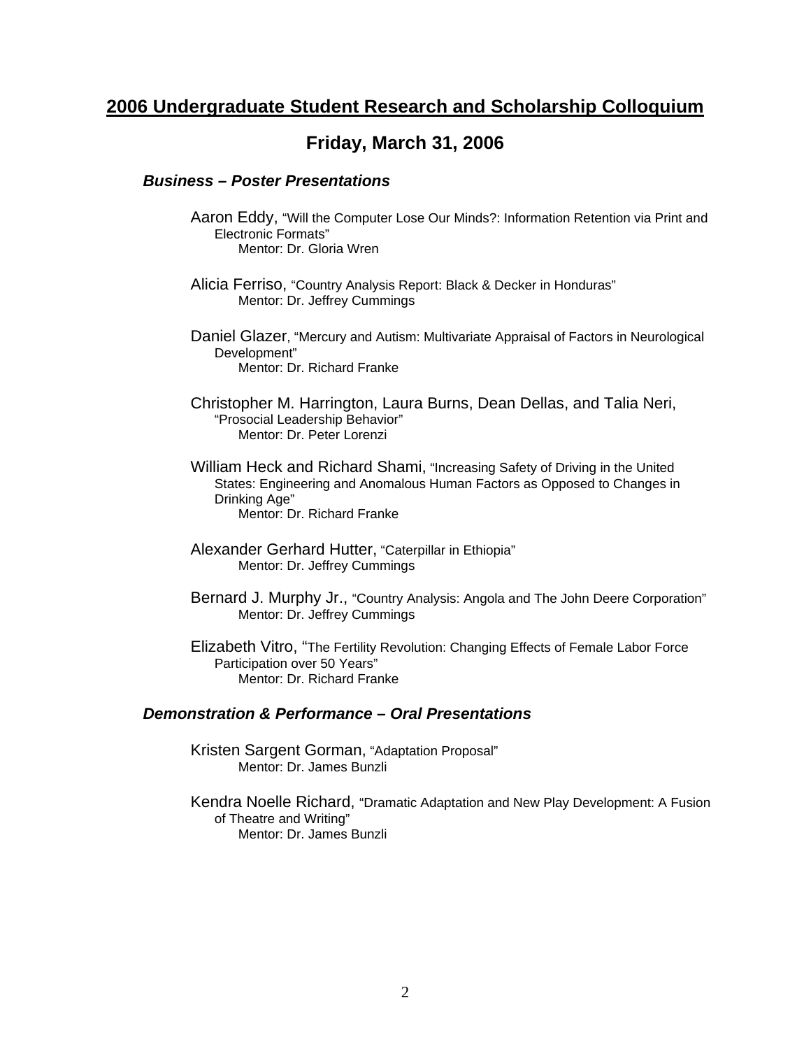## **2006 Undergraduate Student Research and Scholarship Colloquium**

## **Friday, March 31, 2006**

### ***Business – Poster Presentations***

Aaron Eddy, "Will the Computer Lose Our Minds?: Information Retention via Print and Electronic Formats"
Mentor: Dr. Gloria Wren

Alicia Ferriso, "Country Analysis Report: Black & Decker in Honduras"
Mentor: Dr. Jeffrey Cummings

Daniel Glazer, "Mercury and Autism: Multivariate Appraisal of Factors in Neurological Development"
Mentor: Dr. Richard Franke

Christopher M. Harrington, Laura Burns, Dean Dellas, and Talia Neri, "Prosocial Leadership Behavior"
Mentor: Dr. Peter Lorenzi

William Heck and Richard Shami, "Increasing Safety of Driving in the United States: Engineering and Anomalous Human Factors as Opposed to Changes in Drinking Age"
Mentor: Dr. Richard Franke

Alexander Gerhard Hutter, "Caterpillar in Ethiopia"
Mentor: Dr. Jeffrey Cummings

Bernard J. Murphy Jr., "Country Analysis: Angola and The John Deere Corporation"
Mentor: Dr. Jeffrey Cummings

Elizabeth Vitro, "The Fertility Revolution: Changing Effects of Female Labor Force Participation over 50 Years"
Mentor: Dr. Richard Franke

### ***Demonstration & Performance – Oral Presentations***

Kristen Sargent Gorman, "Adaptation Proposal"
Mentor: Dr. James Bunzli

Kendra Noelle Richard, "Dramatic Adaptation and New Play Development: A Fusion of Theatre and Writing"
Mentor: Dr. James Bunzli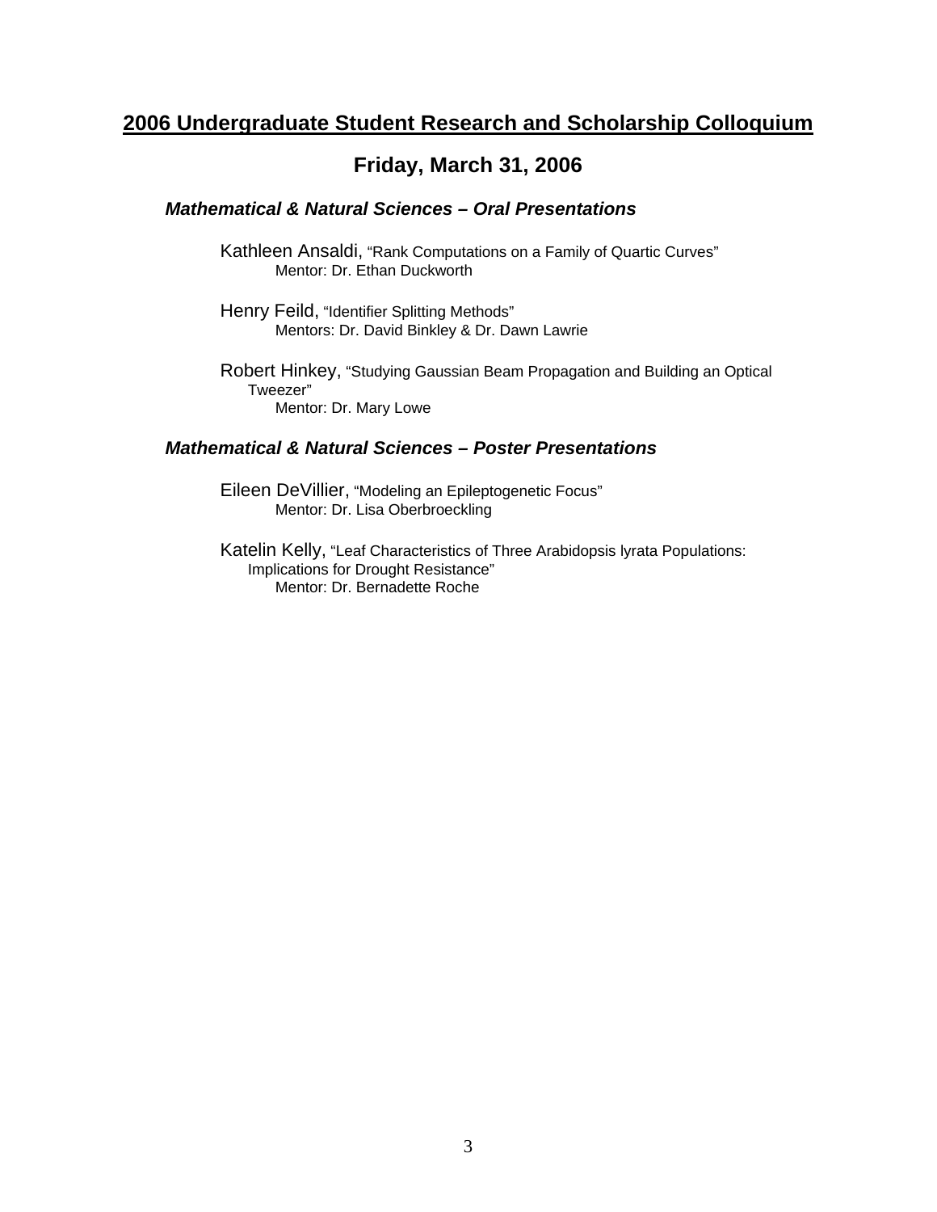# 2006 Undergraduate Student Research and Scholarship Colloquium

## Friday, March 31, 2006

### *Mathematical & Natural Sciences – Oral Presentations*

Kathleen Ansaldi, "Rank Computations on a Family of Quartic Curves"
Mentor: Dr. Ethan Duckworth

Henry Feild, "Identifier Splitting Methods"
Mentors: Dr. David Binkley & Dr. Dawn Lawrie

Robert Hinkey, "Studying Gaussian Beam Propagation and Building an Optical Tweezer"
Mentor: Dr. Mary Lowe

### *Mathematical & Natural Sciences – Poster Presentations*

Eileen DeVillier, "Modeling an Epileptogenetic Focus"
Mentor: Dr. Lisa Oberbroeckling

Katelin Kelly, "Leaf Characteristics of Three Arabidopsis lyrata Populations: Implications for Drought Resistance"
Mentor: Dr. Bernadette Roche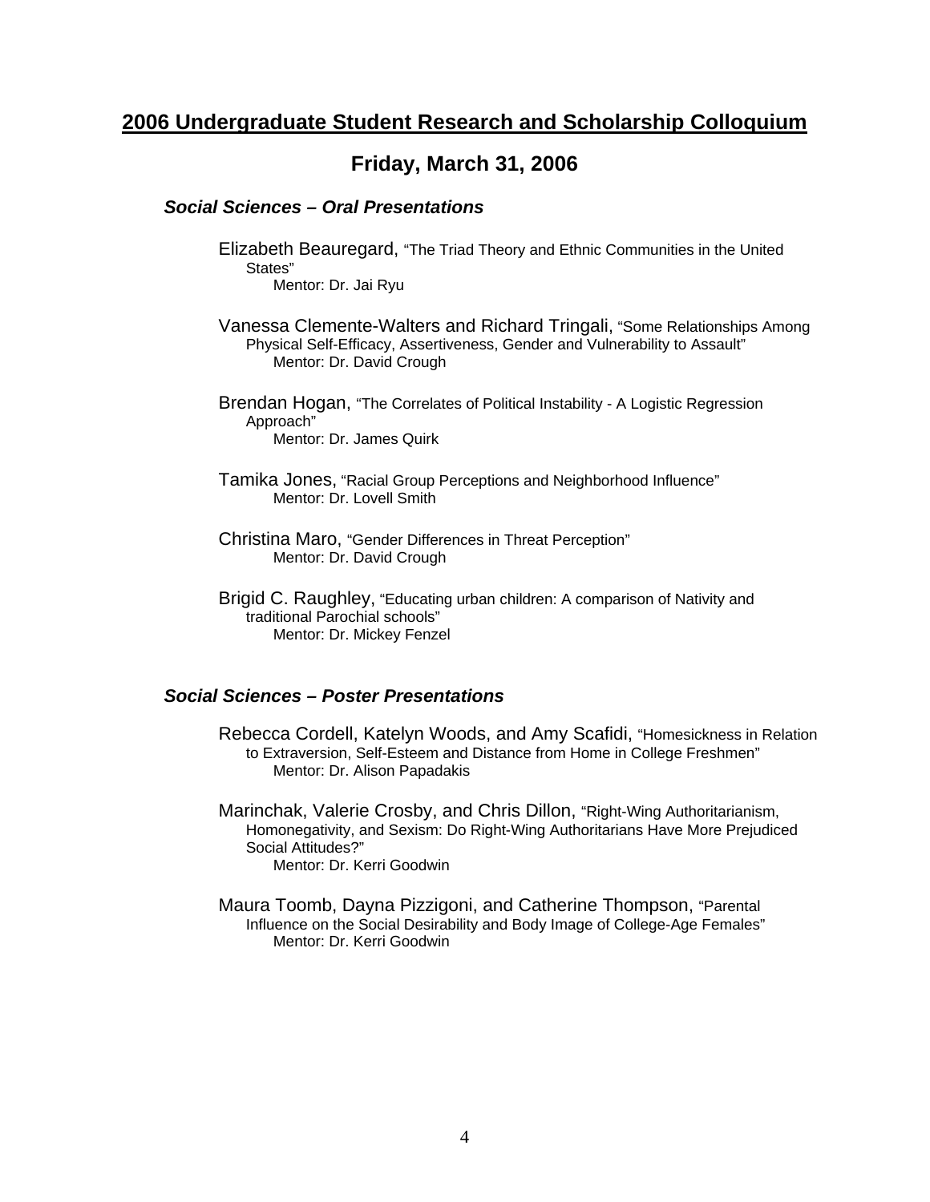## 2006 Undergraduate Student Research and Scholarship Colloquium

### Friday, March 31, 2006

#### *Social Sciences – Oral Presentations*

Elizabeth Beauregard, "The Triad Theory and Ethnic Communities in the United States"
Mentor: Dr. Jai Ryu

Vanessa Clemente-Walters and Richard Tringali, "Some Relationships Among Physical Self-Efficacy, Assertiveness, Gender and Vulnerability to Assault"
Mentor: Dr. David Crough

Brendan Hogan, "The Correlates of Political Instability - A Logistic Regression Approach"
Mentor: Dr. James Quirk

Tamika Jones, "Racial Group Perceptions and Neighborhood Influence"
Mentor: Dr. Lovell Smith

Christina Maro, "Gender Differences in Threat Perception"
Mentor: Dr. David Crough

Brigid C. Raughley, "Educating urban children: A comparison of Nativity and traditional Parochial schools"
Mentor: Dr. Mickey Fenzel

#### *Social Sciences – Poster Presentations*

Rebecca Cordell, Katelyn Woods, and Amy Scafidi, "Homesickness in Relation to Extraversion, Self-Esteem and Distance from Home in College Freshmen"
Mentor: Dr. Alison Papadakis

Marinchak, Valerie Crosby, and Chris Dillon, "Right-Wing Authoritarianism, Homonegativity, and Sexism: Do Right-Wing Authoritarians Have More Prejudiced Social Attitudes?"
Mentor: Dr. Kerri Goodwin

Maura Toomb, Dayna Pizzigoni, and Catherine Thompson, "Parental Influence on the Social Desirability and Body Image of College-Age Females"
Mentor: Dr. Kerri Goodwin